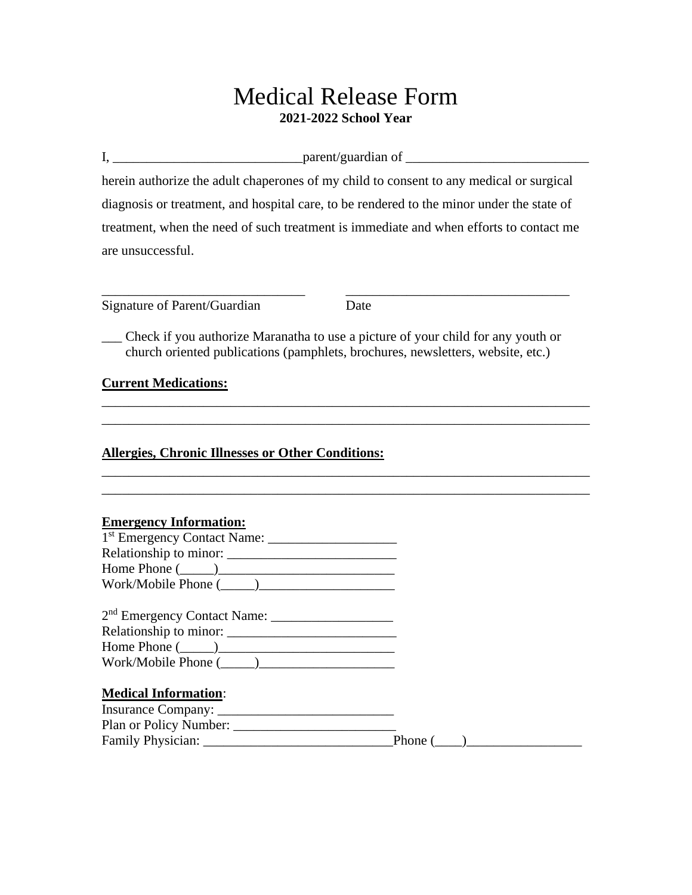# Medical Release Form

**2021-2022 School Year**

I, ____________________________parent/guardian of ___________________________ herein authorize the adult chaperones of my child to consent to any medical or surgical diagnosis or treatment, and hospital care, to be rendered to the minor under the state of treatment, when the need of such treatment is immediate and when efforts to contact me are unsuccessful.

_______________________________ __________________________________

Signature of Parent/Guardian Date

___ Check if you authorize Maranatha to use a picture of your child for any youth or church oriented publications (pamphlets, brochures, newsletters, website, etc.)

**Current Medications:**

___________________________________________________________________________

___________________________________________________________________________

**Allergies, Chronic Illnesses or Other Conditions:**

___________________________________________________________________________

___________________________________________________________________________

**Emergency Information:**

1st Emergency Contact Name: ___________________

Relationship to minor: _________________________

Home Phone (_____)__________________________

Work/Mobile Phone (_____)____________________

2nd Emergency Contact Name: __________________

Relationship to minor: _________________________

Home Phone (_____)__________________________

Work/Mobile Phone (_____)____________________

**Medical Information**:

Insurance Company: __________________________

Plan or Policy Number: ________________________

Family Physician: ____________________________Phone (____)_________________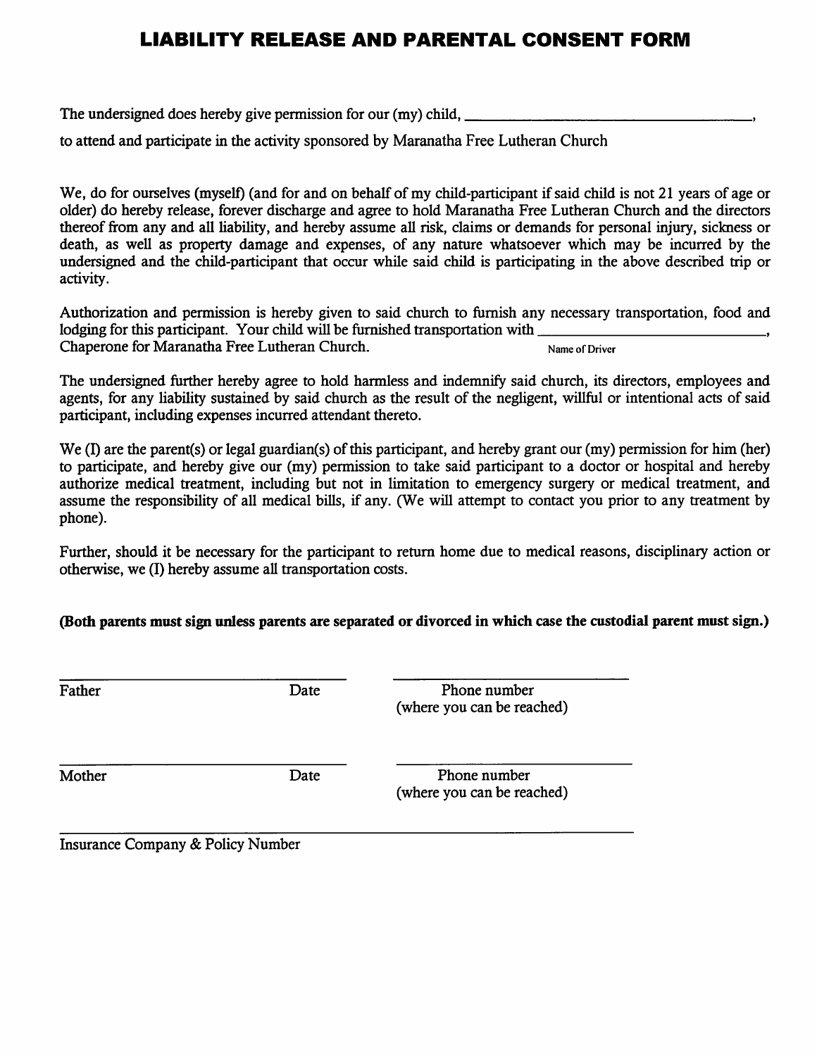# LIABILITY RELEASE AND PARENTAL CONSENT FORM

The undersigned does hereby give permission for our (my) child, \_\_\_\_\_\_\_\_\_\_\_\_\_\_\_\_\_\_\_\_\_\_\_\_\_\_\_\_\_\_\_\_\_\_\_\_\_\_,

to attend and participate in the activity sponsored by Maranatha Free Lutheran Church

We, do for ourselves (myself) (and for and on behalf of my child-participant if said child is not 21 years of age or older) do hereby release, forever discharge and agree to hold Maranatha Free Lutheran Church and the directors thereof from any and all liability, and hereby assume all risk, claims or demands for personal injury, sickness or death, as well as property damage and expenses, of any nature whatsoever which may be incurred by the undersigned and the child-participant that occur while said child is participating in the above described trip or activity.

Authorization and permission is hereby given to said church to furnish any necessary transportation, food and lodging for this participant. Your child will be furnished transportation with \_\_\_\_\_\_\_\_\_\_\_\_\_\_\_\_\_\_\_\_\_\_\_\_\_\_\_\_\_\_,
Chaperone for Maranatha Free Lutheran Church. Name of Driver

The undersigned further hereby agree to hold harmless and indemnify said church, its directors, employees and agents, for any liability sustained by said church as the result of the negligent, willful or intentional acts of said participant, including expenses incurred attendant thereto.

We (I) are the parent(s) or legal guardian(s) of this participant, and hereby grant our (my) permission for him (her) to participate, and hereby give our (my) permission to take said participant to a doctor or hospital and hereby authorize medical treatment, including but not in limitation to emergency surgery or medical treatment, and assume the responsibility of all medical bills, if any. (We will attempt to contact you prior to any treatment by phone).

Further, should it be necessary for the participant to return home due to medical reasons, disciplinary action or otherwise, we (I) hereby assume all transportation costs.

**(Both parents must sign unless parents are separated or divorced in which case the custodial parent must sign.)**

\_\_\_\_\_\_\_\_\_\_\_\_\_\_\_\_\_\_\_\_\_\_\_\_\_\_\_\_\_\_\_\_\_\_ \_\_\_\_\_\_\_\_\_\_\_\_\_\_\_\_\_\_\_\_\_\_\_\_\_\_\_\_\_\_

Father Date Phone number (where you can be reached)

\_\_\_\_\_\_\_\_\_\_\_\_\_\_\_\_\_\_\_\_\_\_\_\_\_\_\_\_\_\_\_\_\_\_ \_\_\_\_\_\_\_\_\_\_\_\_\_\_\_\_\_\_\_\_\_\_\_\_\_\_\_\_\_\_

Mother Date Phone number (where you can be reached)

\_\_\_\_\_\_\_\_\_\_\_\_\_\_\_\_\_\_\_\_\_\_\_\_\_\_\_\_\_\_\_\_\_\_\_\_\_\_\_\_\_\_\_\_\_\_\_\_\_\_\_\_\_\_\_\_\_\_\_\_\_\_\_\_

Insurance Company & Policy Number